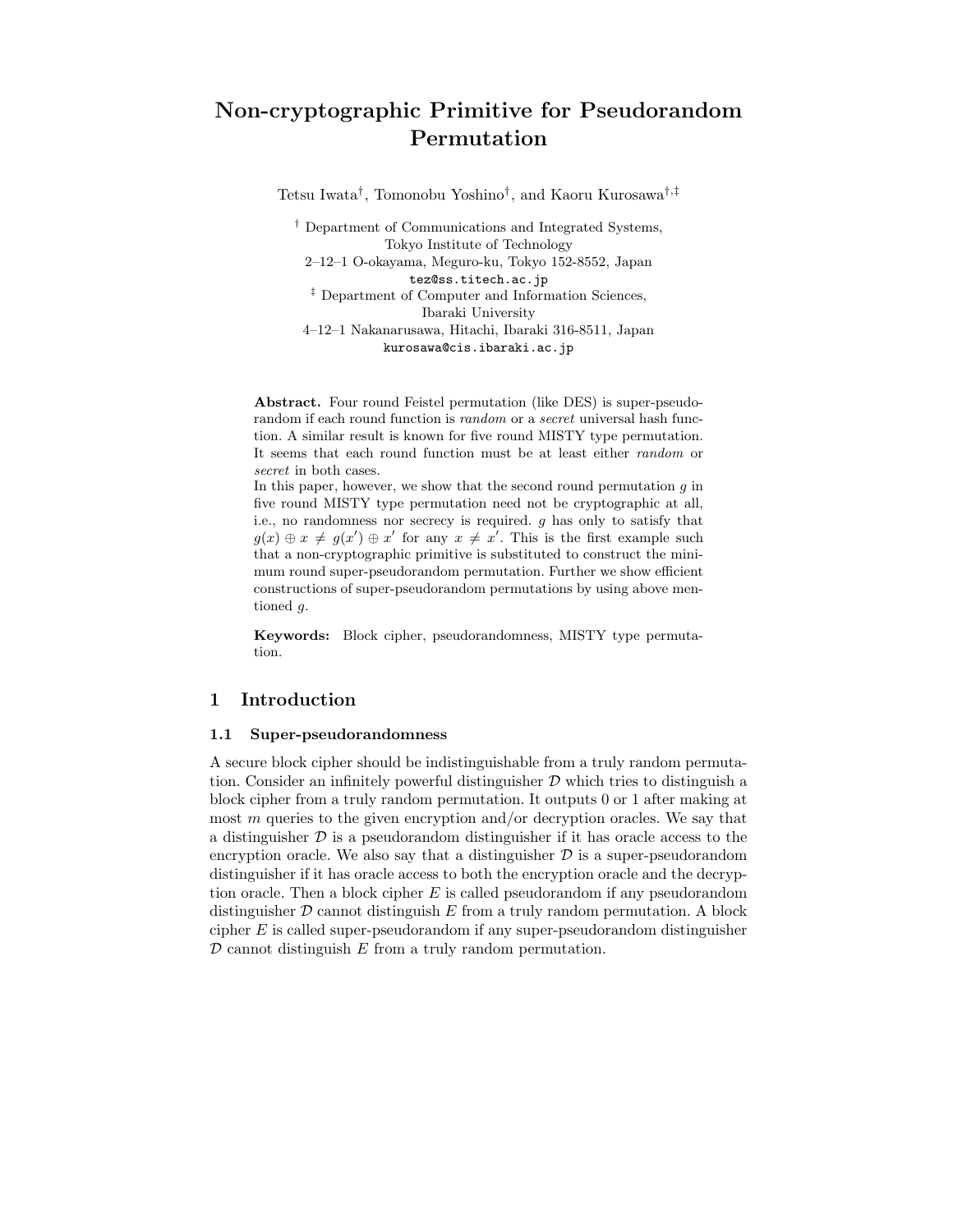# Non-cryptographic Primitive for Pseudorandom Permutation

Tetsu Iwata[†], Tomonobu Yoshino[†], and Kaoru Kurosawa[†,‡]

[†] Department of Communications and Integrated Systems,
Tokyo Institute of Technology
2–12–1 O-okayama, Meguro-ku, Tokyo 152-8552, Japan
tez@ss.titech.ac.jp

[‡] Department of Computer and Information Sciences,
Ibaraki University
4–12–1 Nakanarusawa, Hitachi, Ibaraki 316-8511, Japan
kurosawa@cis.ibaraki.ac.jp

**Abstract.** Four round Feistel permutation (like DES) is super-pseudorandom if each round function is *random* or a *secret* universal hash function. A similar result is known for five round MISTY type permutation. It seems that each round function must be at least either *random* or *secret* in both cases.

In this paper, however, we show that the second round permutation $g$ in five round MISTY type permutation need not be cryptographic at all, i.e., no randomness nor secrecy is required. $g$ has only to satisfy that $g(x) \oplus x \neq g(x') \oplus x'$ for any $x \neq x'$. This is the first example such that a non-cryptographic primitive is substituted to construct the minimum round super-pseudorandom permutation. Further we show efficient constructions of super-pseudorandom permutations by using above mentioned $g$.

**Keywords:** Block cipher, pseudorandomness, MISTY type permutation.

## 1 Introduction

### 1.1 Super-pseudorandomness

A secure block cipher should be indistinguishable from a truly random permutation. Consider an infinitely powerful distinguisher $\mathcal{D}$ which tries to distinguish a block cipher from a truly random permutation. It outputs 0 or 1 after making at most $m$ queries to the given encryption and/or decryption oracles. We say that a distinguisher $\mathcal{D}$ is a pseudorandom distinguisher if it has oracle access to the encryption oracle. We also say that a distinguisher $\mathcal{D}$ is a super-pseudorandom distinguisher if it has oracle access to both the encryption oracle and the decryption oracle. Then a block cipher $E$ is called pseudorandom if any pseudorandom distinguisher $\mathcal{D}$ cannot distinguish $E$ from a truly random permutation. A block cipher $E$ is called super-pseudorandom if any super-pseudorandom distinguisher $\mathcal{D}$ cannot distinguish $E$ from a truly random permutation.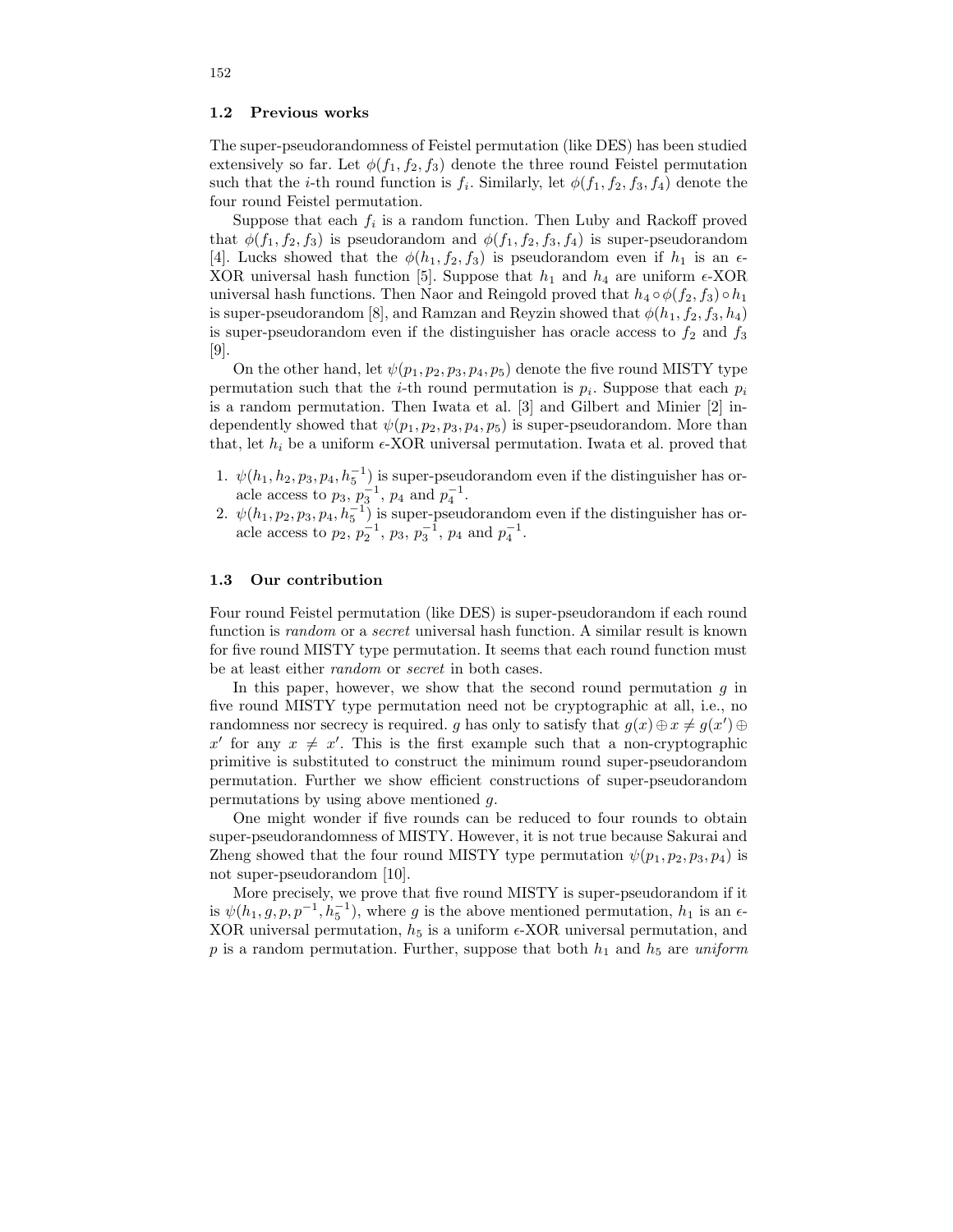### 1.2 Previous works

The super-pseudorandomness of Feistel permutation (like DES) has been studied extensively so far. Let $\phi(f_1, f_2, f_3)$ denote the three round Feistel permutation such that the $i$-th round function is $f_i$. Similarly, let $\phi(f_1, f_2, f_3, f_4)$ denote the four round Feistel permutation.

Suppose that each $f_i$ is a random function. Then Luby and Rackoff proved that $\phi(f_1, f_2, f_3)$ is pseudorandom and $\phi(f_1, f_2, f_3, f_4)$ is super-pseudorandom [4]. Lucks showed that the $\phi(h_1, f_2, f_3)$ is pseudorandom even if $h_1$ is an $\epsilon$-XOR universal hash function [5]. Suppose that $h_1$ and $h_4$ are uniform $\epsilon$-XOR universal hash functions. Then Naor and Reingold proved that $h_4 \circ \phi(f_2, f_3) \circ h_1$ is super-pseudorandom [8], and Ramzan and Reyzin showed that $\phi(h_1, f_2, f_3, h_4)$ is super-pseudorandom even if the distinguisher has oracle access to $f_2$ and $f_3$ [9].

On the other hand, let $\psi(p_1, p_2, p_3, p_4, p_5)$ denote the five round MISTY type permutation such that the $i$-th round permutation is $p_i$. Suppose that each $p_i$ is a random permutation. Then Iwata et al. [3] and Gilbert and Minier [2] independently showed that $\psi(p_1, p_2, p_3, p_4, p_5)$ is super-pseudorandom. More than that, let $h_i$ be a uniform $\epsilon$-XOR universal permutation. Iwata et al. proved that

1. $\psi(h_1, h_2, p_3, p_4, h_5^{-1})$ is super-pseudorandom even if the distinguisher has oracle access to $p_3$, $p_3^{-1}$, $p_4$ and $p_4^{-1}$.
2. $\psi(h_1, p_2, p_3, p_4, h_5^{-1})$ is super-pseudorandom even if the distinguisher has oracle access to $p_2$, $p_2^{-1}$, $p_3$, $p_3^{-1}$, $p_4$ and $p_4^{-1}$.

### 1.3 Our contribution

Four round Feistel permutation (like DES) is super-pseudorandom if each round function is *random* or a *secret* universal hash function. A similar result is known for five round MISTY type permutation. It seems that each round function must be at least either *random* or *secret* in both cases.

In this paper, however, we show that the second round permutation $g$ in five round MISTY type permutation need not be cryptographic at all, i.e., no randomness nor secrecy is required. $g$ has only to satisfy that $g(x) \oplus x \neq g(x') \oplus x'$ for any $x \neq x'$. This is the first example such that a non-cryptographic primitive is substituted to construct the minimum round super-pseudorandom permutation. Further we show efficient constructions of super-pseudorandom permutations by using above mentioned $g$.

One might wonder if five rounds can be reduced to four rounds to obtain super-pseudorandomness of MISTY. However, it is not true because Sakurai and Zheng showed that the four round MISTY type permutation $\psi(p_1, p_2, p_3, p_4)$ is not super-pseudorandom [10].

More precisely, we prove that five round MISTY is super-pseudorandom if it is $\psi(h_1, g, p, p^{-1}, h_5^{-1})$, where $g$ is the above mentioned permutation, $h_1$ is an $\epsilon$-XOR universal permutation, $h_5$ is a uniform $\epsilon$-XOR universal permutation, and $p$ is a random permutation. Further, suppose that both $h_1$ and $h_5$ are *uniform*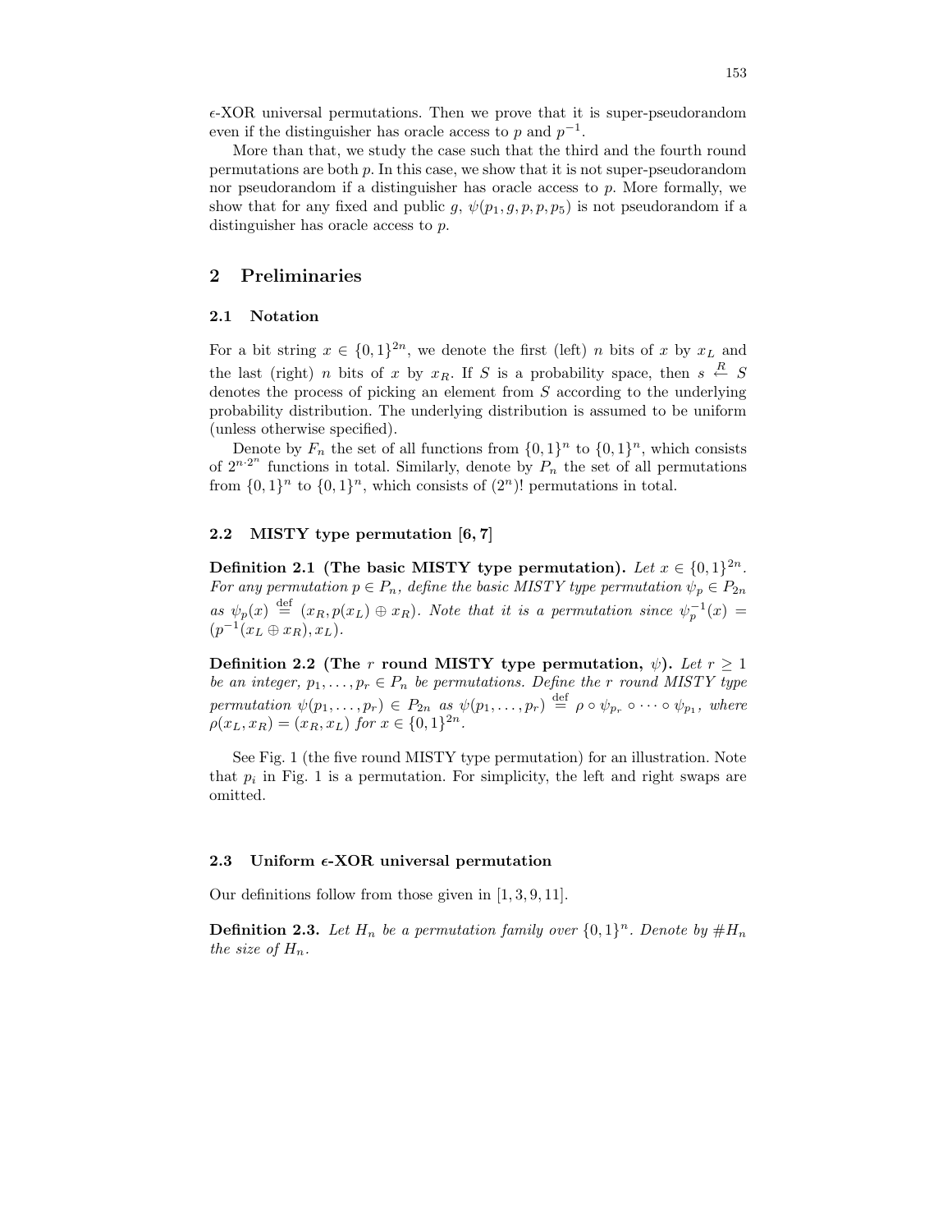$\epsilon$-XOR universal permutations. Then we prove that it is super-pseudorandom even if the distinguisher has oracle access to $p$ and $p^{-1}$.

More than that, we study the case such that the third and the fourth round permutations are both $p$. In this case, we show that it is not super-pseudorandom nor pseudorandom if a distinguisher has oracle access to $p$. More formally, we show that for any fixed and public $g$, $\psi(p_1, g, p, p, p_5)$ is not pseudorandom if a distinguisher has oracle access to $p$.

## 2 Preliminaries

### 2.1 Notation

For a bit string $x \in \{0,1\}^{2n}$, we denote the first (left) $n$ bits of $x$ by $x_L$ and the last (right) $n$ bits of $x$ by $x_R$. If $S$ is a probability space, then $s \stackrel{R}{\leftarrow} S$ denotes the process of picking an element from $S$ according to the underlying probability distribution. The underlying distribution is assumed to be uniform (unless otherwise specified).

Denote by $F_n$ the set of all functions from $\{0,1\}^n$ to $\{0,1\}^n$, which consists of $2^{n \cdot 2^n}$ functions in total. Similarly, denote by $P_n$ the set of all permutations from $\{0,1\}^n$ to $\{0,1\}^n$, which consists of $(2^n)!$ permutations in total.

### 2.2 MISTY type permutation [6, 7]

**Definition 2.1 (The basic MISTY type permutation).** *Let $x \in \{0,1\}^{2n}$. For any permutation $p \in P_n$, define the basic MISTY type permutation $\psi_p \in P_{2n}$ as $\psi_p(x) \stackrel{\text{def}}{=} (x_R, p(x_L) \oplus x_R)$. Note that it is a permutation since $\psi_p^{-1}(x) = (p^{-1}(x_L \oplus x_R), x_L)$.*

**Definition 2.2 (The $r$ round MISTY type permutation, $\psi$).** *Let $r \geq 1$ be an integer, $p_1, \ldots, p_r \in P_n$ be permutations. Define the $r$ round MISTY type permutation $\psi(p_1, \ldots, p_r) \in P_{2n}$ as $\psi(p_1, \ldots, p_r) \stackrel{\text{def}}{=} \rho \circ \psi_{p_r} \circ \cdots \circ \psi_{p_1}$, where $\rho(x_L, x_R) = (x_R, x_L)$ for $x \in \{0,1\}^{2n}$.*

See Fig. 1 (the five round MISTY type permutation) for an illustration. Note that $p_i$ in Fig. 1 is a permutation. For simplicity, the left and right swaps are omitted.

### 2.3 Uniform $\epsilon$-XOR universal permutation

Our definitions follow from those given in [1, 3, 9, 11].

**Definition 2.3.** *Let $H_n$ be a permutation family over $\{0,1\}^n$. Denote by $\#H_n$ the size of $H_n$.*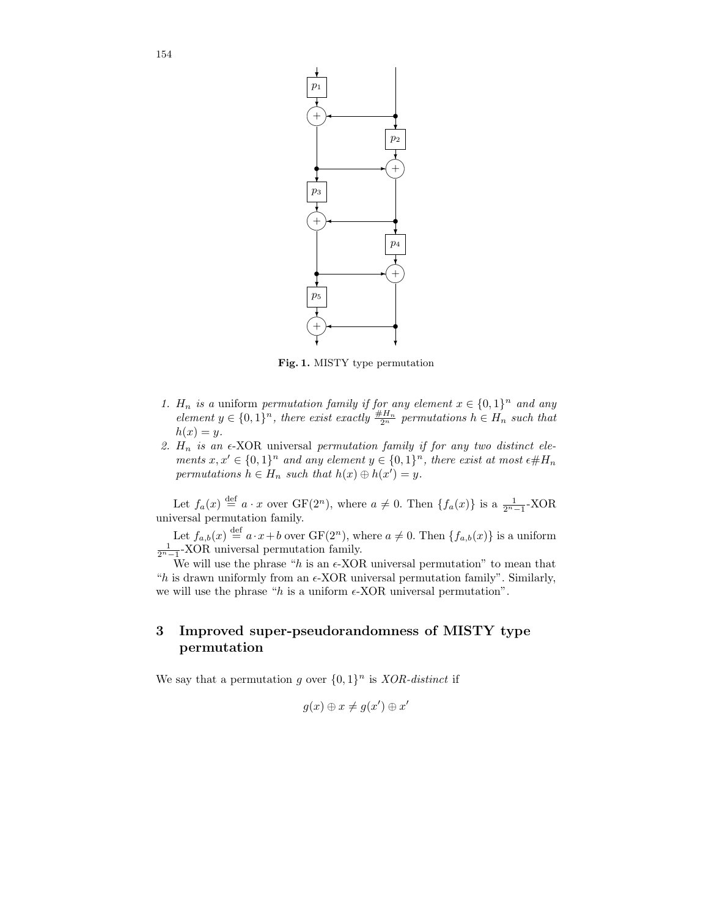Fig. 1. MISTY type permutation

1. $H_n$ *is a* uniform *permutation family if for any element* $x \in \{0,1\}^n$ *and any element* $y \in \{0,1\}^n$*, there exist exactly* $\frac{\#H_n}{2^n}$ *permutations* $h \in H_n$ *such that* $h(x) = y$.
2. $H_n$ *is an* $\epsilon$-XOR universal *permutation family if for any two distinct elements* $x, x' \in \{0,1\}^n$ *and any element* $y \in \{0,1\}^n$*, there exist at most* $\epsilon \# H_n$ *permutations* $h \in H_n$ *such that* $h(x) \oplus h(x') = y$.

Let $f_a(x) \stackrel{\text{def}}{=} a \cdot x$ over $\mathrm{GF}(2^n)$, where $a \neq 0$. Then $\{f_a(x)\}$ is a $\frac{1}{2^n-1}$-XOR universal permutation family.

Let $f_{a,b}(x) \stackrel{\text{def}}{=} a \cdot x + b$ over $\mathrm{GF}(2^n)$, where $a \neq 0$. Then $\{f_{a,b}(x)\}$ is a uniform $\frac{1}{2^n-1}$-XOR universal permutation family.

We will use the phrase "$h$ is an $\epsilon$-XOR universal permutation" to mean that "$h$ is drawn uniformly from an $\epsilon$-XOR universal permutation family". Similarly, we will use the phrase "$h$ is a uniform $\epsilon$-XOR universal permutation".

## 3 Improved super-pseudorandomness of MISTY type permutation

We say that a permutation $g$ over $\{0,1\}^n$ is *XOR-distinct* if

$$g(x) \oplus x \neq g(x') \oplus x'$$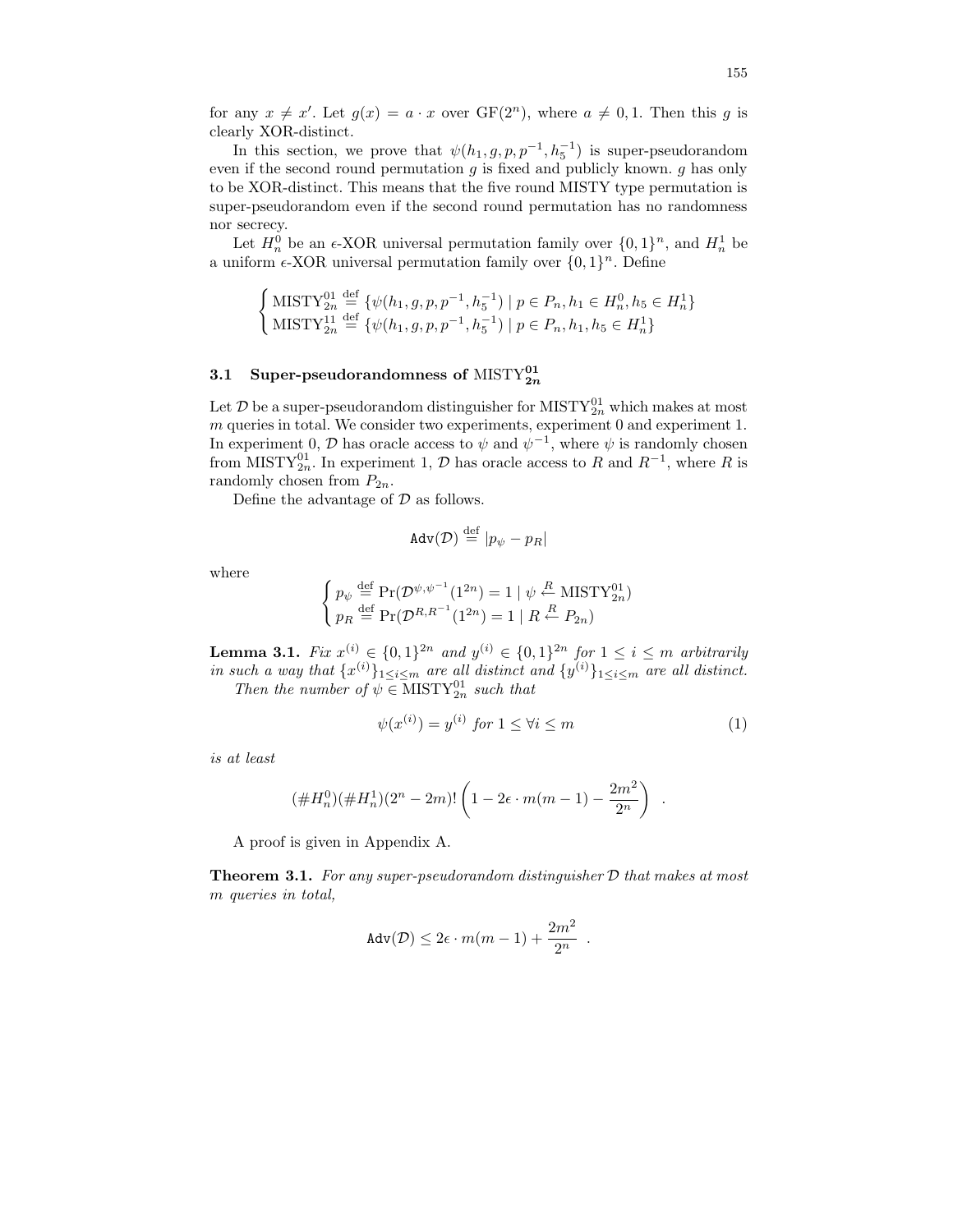for any $x \neq x'$. Let $g(x) = a \cdot x$ over $\mathrm{GF}(2^n)$, where $a \neq 0, 1$. Then this $g$ is clearly XOR-distinct.

In this section, we prove that $\psi(h_1, g, p, p^{-1}, h_5^{-1})$ is super-pseudorandom even if the second round permutation $g$ is fixed and publicly known. $g$ has only to be XOR-distinct. This means that the five round MISTY type permutation is super-pseudorandom even if the second round permutation has no randomness nor secrecy.

Let $H_n^0$ be an $\epsilon$-XOR universal permutation family over $\{0,1\}^n$, and $H_n^1$ be a uniform $\epsilon$-XOR universal permutation family over $\{0,1\}^n$. Define

$$\begin{cases} \mathrm{MISTY}_{2n}^{01} \stackrel{\text{def}}{=} \{\psi(h_1, g, p, p^{-1}, h_5^{-1}) \mid p \in P_n, h_1 \in H_n^0, h_5 \in H_n^1\} \\ \mathrm{MISTY}_{2n}^{11} \stackrel{\text{def}}{=} \{\psi(h_1, g, p, p^{-1}, h_5^{-1}) \mid p \in P_n, h_1, h_5 \in H_n^1\} \end{cases}$$

### 3.1 Super-pseudorandomness of $\mathrm{MISTY}_{2n}^{01}$

Let $\mathcal{D}$ be a super-pseudorandom distinguisher for $\mathrm{MISTY}_{2n}^{01}$ which makes at most $m$ queries in total. We consider two experiments, experiment 0 and experiment 1. In experiment 0, $\mathcal{D}$ has oracle access to $\psi$ and $\psi^{-1}$, where $\psi$ is randomly chosen from $\mathrm{MISTY}_{2n}^{01}$. In experiment 1, $\mathcal{D}$ has oracle access to $R$ and $R^{-1}$, where $R$ is randomly chosen from $P_{2n}$.

Define the advantage of $\mathcal{D}$ as follows.

$$\mathtt{Adv}(\mathcal{D}) \stackrel{\text{def}}{=} |p_\psi - p_R|$$

where

$$\begin{cases} p_\psi \stackrel{\text{def}}{=} \Pr(\mathcal{D}^{\psi, \psi^{-1}}(1^{2n}) = 1 \mid \psi \stackrel{R}{\leftarrow} \mathrm{MISTY}_{2n}^{01}) \\ p_R \stackrel{\text{def}}{=} \Pr(\mathcal{D}^{R, R^{-1}}(1^{2n}) = 1 \mid R \stackrel{R}{\leftarrow} P_{2n}) \end{cases}$$

**Lemma 3.1.** *Fix $x^{(i)} \in \{0,1\}^{2n}$ and $y^{(i)} \in \{0,1\}^{2n}$ for $1 \leq i \leq m$ arbitrarily in such a way that $\{x^{(i)}\}_{1 \leq i \leq m}$ are all distinct and $\{y^{(i)}\}_{1 \leq i \leq m}$ are all distinct.*

*Then the number of $\psi \in \mathrm{MISTY}_{2n}^{01}$ such that*

$$\psi(x^{(i)}) = y^{(i)} \text{ for } 1 \leq \forall i \leq m \tag{1}$$

*is at least*

$$(\#H_n^0)(\#H_n^1)(2^n - 2m)! \left(1 - 2\epsilon \cdot m(m-1) - \frac{2m^2}{2^n}\right) .$$

A proof is given in Appendix A.

**Theorem 3.1.** *For any super-pseudorandom distinguisher $\mathcal{D}$ that makes at most $m$ queries in total,*

$$\mathtt{Adv}(\mathcal{D}) \leq 2\epsilon \cdot m(m-1) + \frac{2m^2}{2^n} .$$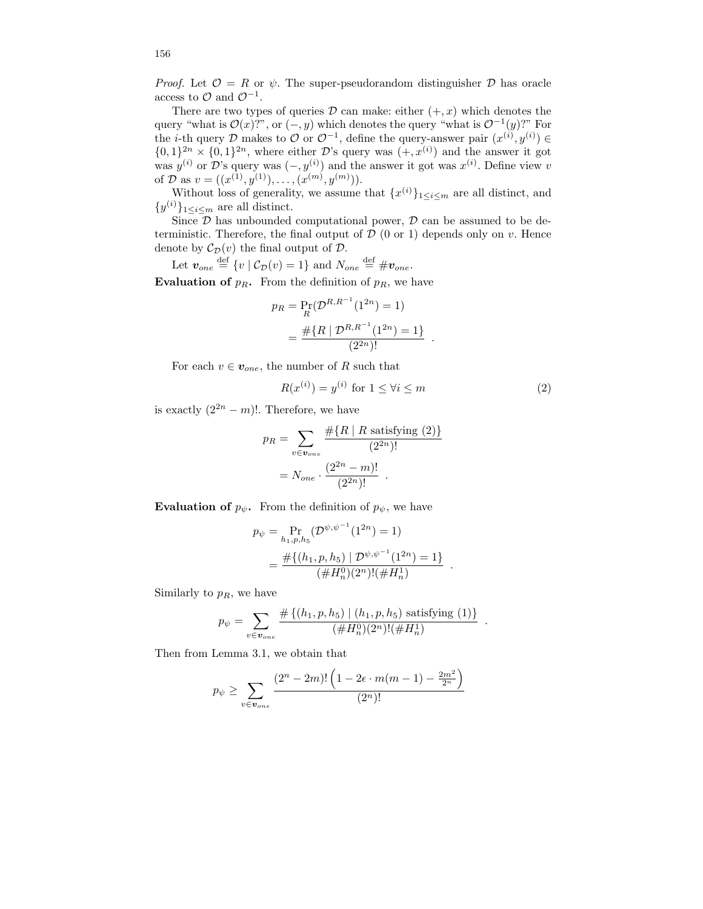*Proof.* Let $\mathcal{O} = R$ or $\psi$. The super-pseudorandom distinguisher $\mathcal{D}$ has oracle access to $\mathcal{O}$ and $\mathcal{O}^{-1}$.

There are two types of queries $\mathcal{D}$ can make: either $(+, x)$ which denotes the query "what is $\mathcal{O}(x)$?", or $(-, y)$ which denotes the query "what is $\mathcal{O}^{-1}(y)$?" For the $i$-th query $\mathcal{D}$ makes to $\mathcal{O}$ or $\mathcal{O}^{-1}$, define the query-answer pair $(x^{(i)}, y^{(i)}) \in \{0,1\}^{2n} \times \{0,1\}^{2n}$, where either $\mathcal{D}$'s query was $(+, x^{(i)})$ and the answer it got was $y^{(i)}$ or $\mathcal{D}$'s query was $(-, y^{(i)})$ and the answer it got was $x^{(i)}$. Define view $v$ of $\mathcal{D}$ as $v = ((x^{(1)}, y^{(1)}), \ldots, (x^{(m)}, y^{(m)}))$.

Without loss of generality, we assume that $\{x^{(i)}\}_{1 \le i \le m}$ are all distinct, and $\{y^{(i)}\}_{1 \le i \le m}$ are all distinct.

Since $\mathcal{D}$ has unbounded computational power, $\mathcal{D}$ can be assumed to be deterministic. Therefore, the final output of $\mathcal{D}$ (0 or 1) depends only on $v$. Hence denote by $\mathcal{C}_{\mathcal{D}}(v)$ the final output of $\mathcal{D}$.

Let $\boldsymbol{v}_{one} \stackrel{\text{def}}{=} \{v \mid \mathcal{C}_{\mathcal{D}}(v) = 1\}$ and $N_{one} \stackrel{\text{def}}{=} \#\boldsymbol{v}_{one}$.

**Evaluation of $p_R$.** From the definition of $p_R$, we have

$$p_R = \Pr_R(\mathcal{D}^{R,R^{-1}}(1^{2n}) = 1) = \frac{\#\{R \mid \mathcal{D}^{R,R^{-1}}(1^{2n}) = 1\}}{(2^{2n})!} \ .$$

For each $v \in \boldsymbol{v}_{one}$, the number of $R$ such that

$$R(x^{(i)}) = y^{(i)} \text{ for } 1 \le \forall i \le m \tag{2}$$

is exactly $(2^{2n} - m)!$. Therefore, we have

$$p_R = \sum_{v \in \boldsymbol{v}_{one}} \frac{\#\{R \mid R \text{ satisfying (2)}\}}{(2^{2n})!} = N_{one} \cdot \frac{(2^{2n} - m)!}{(2^{2n})!} \ .$$

**Evaluation of $p_\psi$.** From the definition of $p_\psi$, we have

$$p_\psi = \Pr_{h_1,p,h_5}(\mathcal{D}^{\psi,\psi^{-1}}(1^{2n}) = 1) = \frac{\#\{(h_1, p, h_5) \mid \mathcal{D}^{\psi,\psi^{-1}}(1^{2n}) = 1\}}{(\#H_n^0)(2^n)!(\#H_n^1)} \ .$$

Similarly to $p_R$, we have

$$p_\psi = \sum_{v \in \boldsymbol{v}_{one}} \frac{\#\{(h_1, p, h_5) \mid (h_1, p, h_5) \text{ satisfying (1)}\}}{(\#H_n^0)(2^n)!(\#H_n^1)} \ .$$

Then from Lemma 3.1, we obtain that

$$p_\psi \ge \sum_{v \in \boldsymbol{v}_{one}} \frac{(2^n - 2m)! \left(1 - 2\epsilon \cdot m(m-1) - \frac{2m^2}{2^n}\right)}{(2^n)!}$$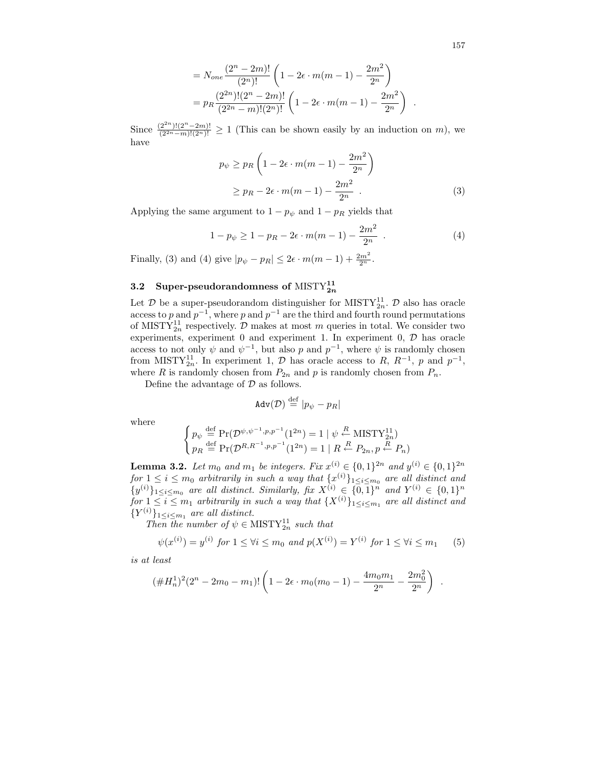$$= N_{one} \frac{(2^n - 2m)!}{(2^n)!} \left(1 - 2\epsilon \cdot m(m-1) - \frac{2m^2}{2^n}\right)$$

$$= p_R \frac{(2^{2n})!(2^n - 2m)!}{(2^{2n} - m)!(2^n)!} \left(1 - 2\epsilon \cdot m(m-1) - \frac{2m^2}{2^n}\right) \ .$$

Since $\frac{(2^{2n})!(2^n-2m)!}{(2^{2n}-m)!(2^n)!} \geq 1$ (This can be shown easily by an induction on $m$), we have

$$p_\psi \geq p_R \left(1 - 2\epsilon \cdot m(m-1) - \frac{2m^2}{2^n}\right)$$

$$\geq p_R - 2\epsilon \cdot m(m-1) - \frac{2m^2}{2^n} \ . \tag{3}$$

Applying the same argument to $1 - p_\psi$ and $1 - p_R$ yields that

$$1 - p_\psi \geq 1 - p_R - 2\epsilon \cdot m(m-1) - \frac{2m^2}{2^n} \ . \tag{4}$$

Finally, (3) and (4) give $|p_\psi - p_R| \leq 2\epsilon \cdot m(m-1) + \frac{2m^2}{2^n}$.

### 3.2 Super-pseudorandomness of $\mathrm{MISTY}^{11}_{2n}$

Let $\mathcal{D}$ be a super-pseudorandom distinguisher for $\mathrm{MISTY}^{11}_{2n}$. $\mathcal{D}$ also has oracle access to $p$ and $p^{-1}$, where $p$ and $p^{-1}$ are the third and fourth round permutations of $\mathrm{MISTY}^{11}_{2n}$ respectively. $\mathcal{D}$ makes at most $m$ queries in total. We consider two experiments, experiment 0 and experiment 1. In experiment 0, $\mathcal{D}$ has oracle access to not only $\psi$ and $\psi^{-1}$, but also $p$ and $p^{-1}$, where $\psi$ is randomly chosen from $\mathrm{MISTY}^{11}_{2n}$. In experiment 1, $\mathcal{D}$ has oracle access to $R$, $R^{-1}$, $p$ and $p^{-1}$, where $R$ is randomly chosen from $P_{2n}$ and $p$ is randomly chosen from $P_n$.

Define the advantage of $\mathcal{D}$ as follows.

$$\mathtt{Adv}(\mathcal{D}) \stackrel{\text{def}}{=} |p_\psi - p_R|$$

where

$$\begin{cases} p_\psi \stackrel{\text{def}}{=} \Pr(\mathcal{D}^{\psi,\psi^{-1},p,p^{-1}}(1^{2n}) = 1 \mid \psi \stackrel{R}{\leftarrow} \mathrm{MISTY}^{11}_{2n}) \\ p_R \stackrel{\text{def}}{=} \Pr(\mathcal{D}^{R,R^{-1},p,p^{-1}}(1^{2n}) = 1 \mid R \stackrel{R}{\leftarrow} P_{2n}, p \stackrel{R}{\leftarrow} P_n) \end{cases}$$

**Lemma 3.2.** *Let $m_0$ and $m_1$ be integers. Fix $x^{(i)} \in \{0,1\}^{2n}$ and $y^{(i)} \in \{0,1\}^{2n}$ for $1 \leq i \leq m_0$ arbitrarily in such a way that $\{x^{(i)}\}_{1 \leq i \leq m_0}$ are all distinct and $\{y^{(i)}\}_{1 \leq i \leq m_0}$ are all distinct. Similarly, fix $X^{(i)} \in \{0,1\}^n$ and $Y^{(i)} \in \{0,1\}^n$ for $1 \leq i \leq m_1$ arbitrarily in such a way that $\{X^{(i)}\}_{1 \leq i \leq m_1}$ are all distinct and $\{Y^{(i)}\}_{1 \leq i \leq m_1}$ are all distinct.*

*Then the number of $\psi \in \mathrm{MISTY}^{11}_{2n}$ such that*

$$\psi(x^{(i)}) = y^{(i)} \text{ for } 1 \leq \forall i \leq m_0 \text{ and } p(X^{(i)}) = Y^{(i)} \text{ for } 1 \leq \forall i \leq m_1 \tag{5}$$

*is at least*

$$(\#H^1_n)^2 (2^n - 2m_0 - m_1)! \left(1 - 2\epsilon \cdot m_0(m_0 - 1) - \frac{4m_0 m_1}{2^n} - \frac{2m_0^2}{2^n}\right) \ .$$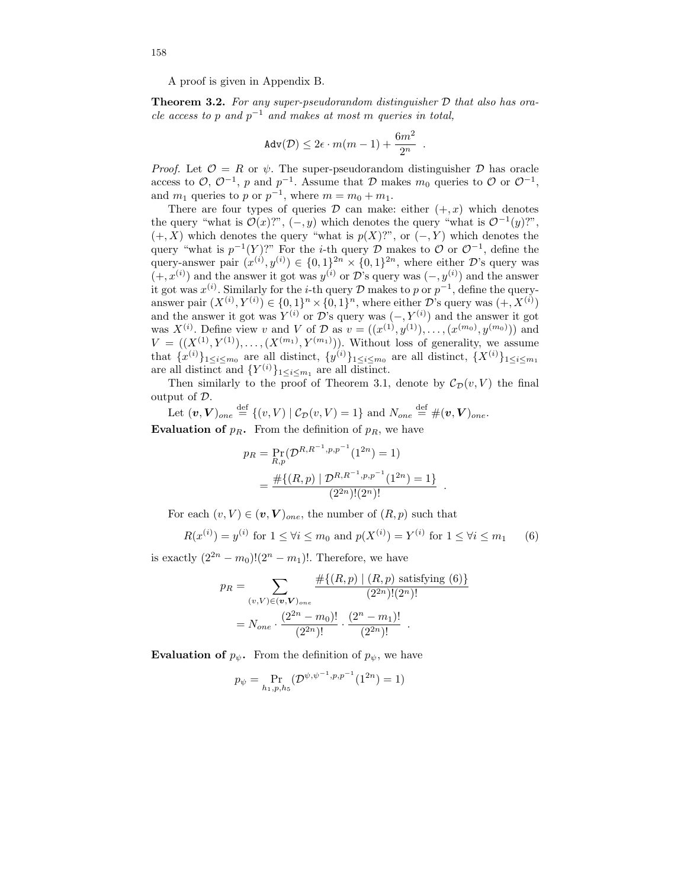A proof is given in Appendix B.

**Theorem 3.2.** *For any super-pseudorandom distinguisher $\mathcal{D}$ that also has oracle access to $p$ and $p^{-1}$ and makes at most $m$ queries in total,*

$$\mathtt{Adv}(\mathcal{D}) \leq 2\epsilon \cdot m(m-1) + \frac{6m^2}{2^n} \ .$$

*Proof.* Let $\mathcal{O} = R$ or $\psi$. The super-pseudorandom distinguisher $\mathcal{D}$ has oracle access to $\mathcal{O}$, $\mathcal{O}^{-1}$, $p$ and $p^{-1}$. Assume that $\mathcal{D}$ makes $m_0$ queries to $\mathcal{O}$ or $\mathcal{O}^{-1}$, and $m_1$ queries to $p$ or $p^{-1}$, where $m = m_0 + m_1$.

There are four types of queries $\mathcal{D}$ can make: either $(+, x)$ which denotes the query "what is $\mathcal{O}(x)$?", $(-, y)$ which denotes the query "what is $\mathcal{O}^{-1}(y)$?", $(+, X)$ which denotes the query "what is $p(X)$?", or $(-, Y)$ which denotes the query "what is $p^{-1}(Y)$?" For the $i$-th query $\mathcal{D}$ makes to $\mathcal{O}$ or $\mathcal{O}^{-1}$, define the query-answer pair $(x^{(i)}, y^{(i)}) \in \{0,1\}^{2n} \times \{0,1\}^{2n}$, where either $\mathcal{D}$'s query was $(+, x^{(i)})$ and the answer it got was $y^{(i)}$ or $\mathcal{D}$'s query was $(-, y^{(i)})$ and the answer it got was $x^{(i)}$. Similarly for the $i$-th query $\mathcal{D}$ makes to $p$ or $p^{-1}$, define the query-answer pair $(X^{(i)}, Y^{(i)}) \in \{0,1\}^{n} \times \{0,1\}^{n}$, where either $\mathcal{D}$'s query was $(+, X^{(i)})$ and the answer it got was $Y^{(i)}$ or $\mathcal{D}$'s query was $(-, Y^{(i)})$ and the answer it got was $X^{(i)}$. Define view $v$ and $V$ of $\mathcal{D}$ as $v = ((x^{(1)}, y^{(1)}), \ldots, (x^{(m_0)}, y^{(m_0)}))$ and $V = ((X^{(1)}, Y^{(1)}), \ldots, (X^{(m_1)}, Y^{(m_1)}))$. Without loss of generality, we assume that $\{x^{(i)}\}_{1 \leq i \leq m_0}$ are all distinct, $\{y^{(i)}\}_{1 \leq i \leq m_0}$ are all distinct, $\{X^{(i)}\}_{1 \leq i \leq m_1}$ are all distinct and $\{Y^{(i)}\}_{1 \leq i \leq m_1}$ are all distinct.

Then similarly to the proof of Theorem 3.1, denote by $\mathcal{C}_{\mathcal{D}}(v, V)$ the final output of $\mathcal{D}$.

Let $(\boldsymbol{v}, \boldsymbol{V})_{one} \stackrel{\text{def}}{=} \{(v, V) \mid \mathcal{C}_{\mathcal{D}}(v, V) = 1\}$ and $N_{one} \stackrel{\text{def}}{=} \#(\boldsymbol{v}, \boldsymbol{V})_{one}$.

**Evaluation of $p_R$.** From the definition of $p_R$, we have

$$\begin{aligned} p_R &= \Pr_{R,p}(\mathcal{D}^{R,R^{-1},p,p^{-1}}(1^{2n}) = 1) \\ &= \frac{\#\{(R,p) \mid \mathcal{D}^{R,R^{-1},p,p^{-1}}(1^{2n}) = 1\}}{(2^{2n})!(2^n)!} \ . \end{aligned}$$

For each $(v, V) \in (\boldsymbol{v}, \boldsymbol{V})_{one}$, the number of $(R, p)$ such that

$$R(x^{(i)}) = y^{(i)} \text{ for } 1 \leq \forall i \leq m_0 \text{ and } p(X^{(i)}) = Y^{(i)} \text{ for } 1 \leq \forall i \leq m_1 \qquad (6)$$

is exactly $(2^{2n} - m_0)!(2^n - m_1)!$. Therefore, we have

$$\begin{aligned} p_R &= \sum_{(v,V) \in (\boldsymbol{v},\boldsymbol{V})_{one}} \frac{\#\{(R,p) \mid (R,p) \text{ satisfying (6)}\}}{(2^{2n})!(2^n)!} \\ &= N_{one} \cdot \frac{(2^{2n} - m_0)!}{(2^{2n})!} \cdot \frac{(2^n - m_1)!}{(2^{2n})!} \ . \end{aligned}$$

**Evaluation of $p_\psi$.** From the definition of $p_\psi$, we have

$$p_\psi = \Pr_{h_1,p,h_5}(\mathcal{D}^{\psi,\psi^{-1},p,p^{-1}}(1^{2n}) = 1)$$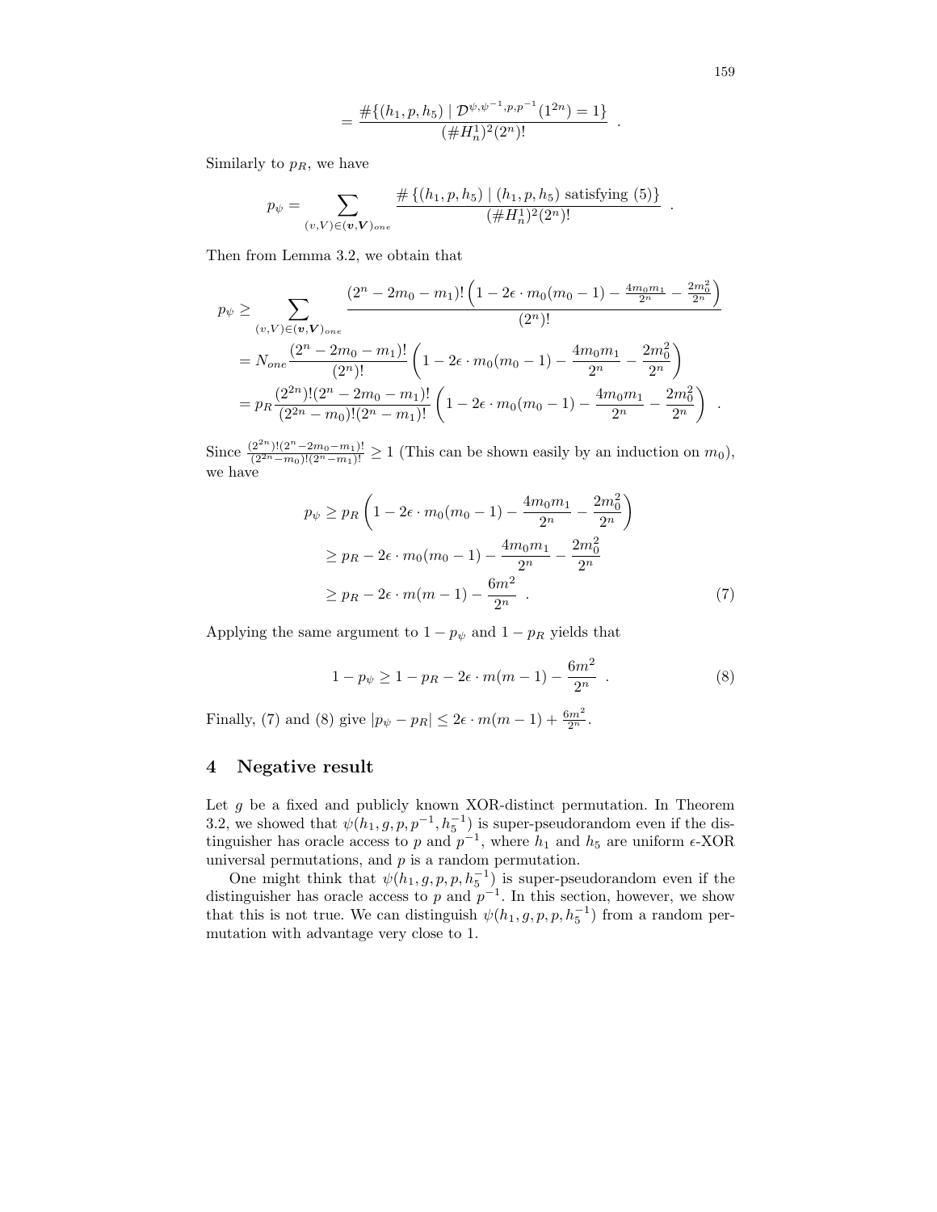$$= \frac{\#\{(h_1, p, h_5) \mid \mathcal{D}^{\psi,\psi^{-1},p,p^{-1}}(1^{2n}) = 1\}}{(\# H_n^1)^2 (2^n)!} \ .$$

Similarly to $p_R$, we have

$$p_\psi = \sum_{(v,V)\in(\boldsymbol{v},\boldsymbol{V})_{one}} \frac{\#\{(h_1, p, h_5) \mid (h_1, p, h_5) \text{ satisfying (5)}\}}{(\# H_n^1)^2 (2^n)!} \ .$$

Then from Lemma 3.2, we obtain that

$$\begin{aligned}
p_\psi &\geq \sum_{(v,V)\in(\boldsymbol{v},\boldsymbol{V})_{one}} \frac{(2^n - 2m_0 - m_1)! \left(1 - 2\epsilon \cdot m_0(m_0-1) - \frac{4m_0 m_1}{2^n} - \frac{2m_0^2}{2^n}\right)}{(2^n)!} \\
&= N_{one} \frac{(2^n - 2m_0 - m_1)!}{(2^n)!} \left(1 - 2\epsilon \cdot m_0(m_0-1) - \frac{4m_0 m_1}{2^n} - \frac{2m_0^2}{2^n}\right) \\
&= p_R \frac{(2^{2n})!(2^n - 2m_0 - m_1)!}{(2^{2n} - m_0)!(2^n - m_1)!} \left(1 - 2\epsilon \cdot m_0(m_0-1) - \frac{4m_0 m_1}{2^n} - \frac{2m_0^2}{2^n}\right) \ .
\end{aligned}$$

Since $\frac{(2^{2n})!(2^n-2m_0-m_1)!}{(2^{2n}-m_0)!(2^n-m_1)!} \geq 1$ (This can be shown easily by an induction on $m_0$), we have

$$\begin{aligned}
p_\psi &\geq p_R \left(1 - 2\epsilon \cdot m_0(m_0-1) - \frac{4m_0 m_1}{2^n} - \frac{2m_0^2}{2^n}\right) \\
&\geq p_R - 2\epsilon \cdot m_0(m_0-1) - \frac{4m_0 m_1}{2^n} - \frac{2m_0^2}{2^n} \\
&\geq p_R - 2\epsilon \cdot m(m-1) - \frac{6m^2}{2^n} \ . \qquad (7)
\end{aligned}$$

Applying the same argument to $1 - p_\psi$ and $1 - p_R$ yields that

$$1 - p_\psi \geq 1 - p_R - 2\epsilon \cdot m(m-1) - \frac{6m^2}{2^n} \ . \qquad (8)$$

Finally, (7) and (8) give $|p_\psi - p_R| \leq 2\epsilon \cdot m(m-1) + \frac{6m^2}{2^n}$.

## 4 Negative result

Let $g$ be a fixed and publicly known XOR-distinct permutation. In Theorem 3.2, we showed that $\psi(h_1, g, p, p^{-1}, h_5^{-1})$ is super-pseudorandom even if the distinguisher has oracle access to $p$ and $p^{-1}$, where $h_1$ and $h_5$ are uniform $\epsilon$-XOR universal permutations, and $p$ is a random permutation.

One might think that $\psi(h_1, g, p, p, h_5^{-1})$ is super-pseudorandom even if the distinguisher has oracle access to $p$ and $p^{-1}$. In this section, however, we show that this is not true. We can distinguish $\psi(h_1, g, p, p, h_5^{-1})$ from a random permutation with advantage very close to 1.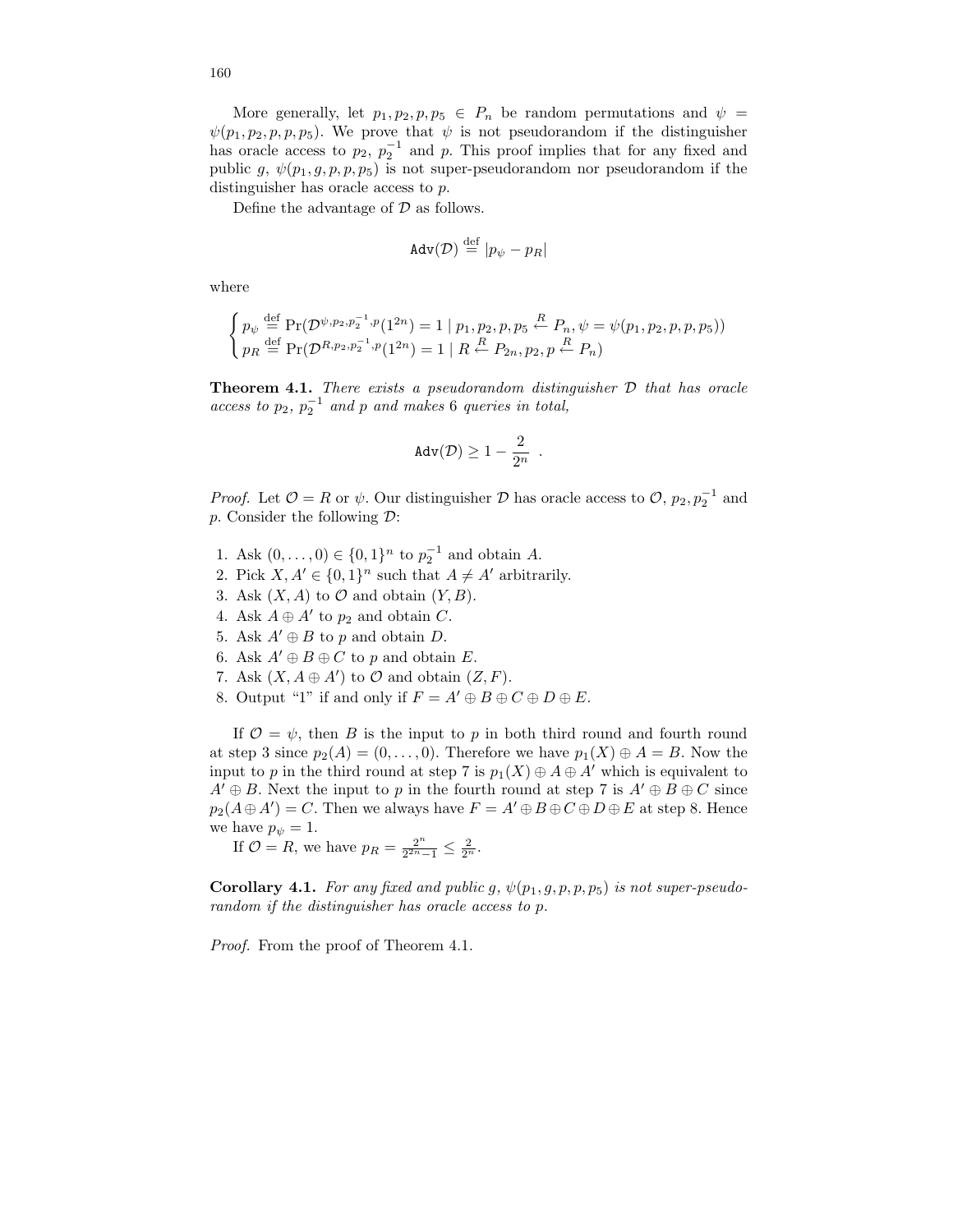More generally, let $p_1, p_2, p, p_5 \in P_n$ be random permutations and $\psi = \psi(p_1, p_2, p, p, p_5)$. We prove that $\psi$ is not pseudorandom if the distinguisher has oracle access to $p_2$, $p_2^{-1}$ and $p$. This proof implies that for any fixed and public $g$, $\psi(p_1, g, p, p, p_5)$ is not super-pseudorandom nor pseudorandom if the distinguisher has oracle access to $p$.

Define the advantage of $\mathcal{D}$ as follows.

$$\texttt{Adv}(\mathcal{D}) \stackrel{\text{def}}{=} |p_\psi - p_R|$$

where

$$\begin{cases} p_\psi \stackrel{\text{def}}{=} \Pr(\mathcal{D}^{\psi, p_2, p_2^{-1}, p}(1^{2n}) = 1 \mid p_1, p_2, p, p_5 \stackrel{R}{\leftarrow} P_n, \psi = \psi(p_1, p_2, p, p, p_5)) \\ p_R \stackrel{\text{def}}{=} \Pr(\mathcal{D}^{R, p_2, p_2^{-1}, p}(1^{2n}) = 1 \mid R \stackrel{R}{\leftarrow} P_{2n}, p_2, p \stackrel{R}{\leftarrow} P_n) \end{cases}$$

**Theorem 4.1.** *There exists a pseudorandom distinguisher $\mathcal{D}$ that has oracle access to $p_2$, $p_2^{-1}$ and $p$ and makes 6 queries in total,*

$$\texttt{Adv}(\mathcal{D}) \geq 1 - \frac{2}{2^n} \ .$$

*Proof.* Let $\mathcal{O} = R$ or $\psi$. Our distinguisher $\mathcal{D}$ has oracle access to $\mathcal{O}$, $p_2, p_2^{-1}$ and $p$. Consider the following $\mathcal{D}$:

1. Ask $(0, \ldots, 0) \in \{0,1\}^n$ to $p_2^{-1}$ and obtain $A$.
2. Pick $X, A' \in \{0,1\}^n$ such that $A \neq A'$ arbitrarily.
3. Ask $(X, A)$ to $\mathcal{O}$ and obtain $(Y, B)$.
4. Ask $A \oplus A'$ to $p_2$ and obtain $C$.
5. Ask $A' \oplus B$ to $p$ and obtain $D$.
6. Ask $A' \oplus B \oplus C$ to $p$ and obtain $E$.
7. Ask $(X, A \oplus A')$ to $\mathcal{O}$ and obtain $(Z, F)$.
8. Output "1" if and only if $F = A' \oplus B \oplus C \oplus D \oplus E$.

If $\mathcal{O} = \psi$, then $B$ is the input to $p$ in both third round and fourth round at step 3 since $p_2(A) = (0, \ldots, 0)$. Therefore we have $p_1(X) \oplus A = B$. Now the input to $p$ in the third round at step 7 is $p_1(X) \oplus A \oplus A'$ which is equivalent to $A' \oplus B$. Next the input to $p$ in the fourth round at step 7 is $A' \oplus B \oplus C$ since $p_2(A \oplus A') = C$. Then we always have $F = A' \oplus B \oplus C \oplus D \oplus E$ at step 8. Hence we have $p_\psi = 1$.

If $\mathcal{O} = R$, we have $p_R = \frac{2^n}{2^{2n}-1} \leq \frac{2}{2^n}$.

**Corollary 4.1.** *For any fixed and public $g$, $\psi(p_1, g, p, p, p_5)$ is not super-pseudorandom if the distinguisher has oracle access to $p$.*

*Proof.* From the proof of Theorem 4.1.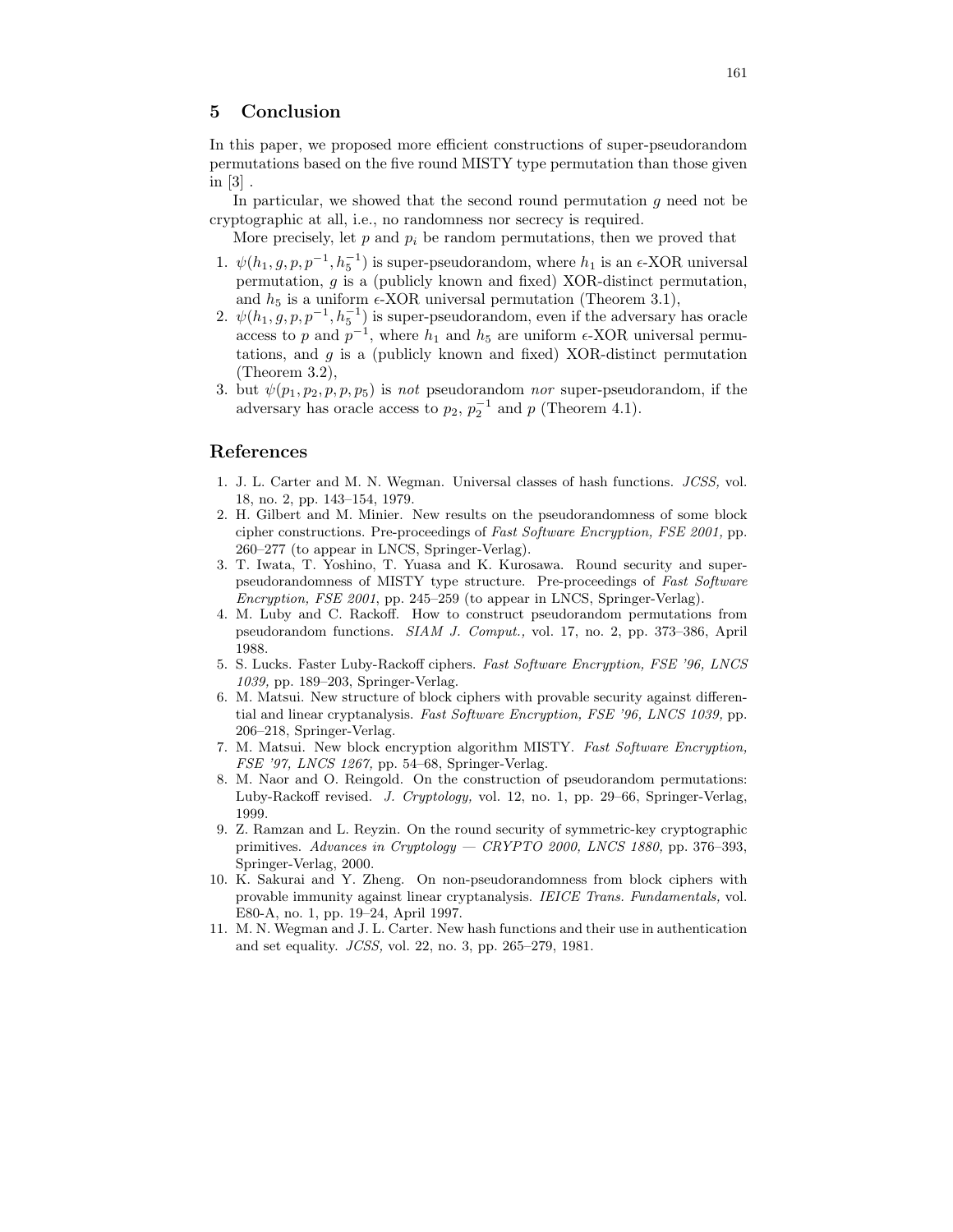## 5 Conclusion

In this paper, we proposed more efficient constructions of super-pseudorandom permutations based on the five round MISTY type permutation than those given in [3] .

In particular, we showed that the second round permutation $g$ need not be cryptographic at all, i.e., no randomness nor secrecy is required.

More precisely, let $p$ and $p_i$ be random permutations, then we proved that

1. $\psi(h_1, g, p, p^{-1}, h_5^{-1})$ is super-pseudorandom, where $h_1$ is an $\epsilon$-XOR universal permutation, $g$ is a (publicly known and fixed) XOR-distinct permutation, and $h_5$ is a uniform $\epsilon$-XOR universal permutation (Theorem 3.1),
2. $\psi(h_1, g, p, p^{-1}, h_5^{-1})$ is super-pseudorandom, even if the adversary has oracle access to $p$ and $p^{-1}$, where $h_1$ and $h_5$ are uniform $\epsilon$-XOR universal permutations, and $g$ is a (publicly known and fixed) XOR-distinct permutation (Theorem 3.2),
3. but $\psi(p_1, p_2, p, p, p_5)$ is *not* pseudorandom *nor* super-pseudorandom, if the adversary has oracle access to $p_2$, $p_2^{-1}$ and $p$ (Theorem 4.1).

## References

1. J. L. Carter and M. N. Wegman. Universal classes of hash functions. *JCSS,* vol. 18, no. 2, pp. 143–154, 1979.
2. H. Gilbert and M. Minier. New results on the pseudorandomness of some block cipher constructions. Pre-proceedings of *Fast Software Encryption, FSE 2001,* pp. 260–277 (to appear in LNCS, Springer-Verlag).
3. T. Iwata, T. Yoshino, T. Yuasa and K. Kurosawa. Round security and super-pseudorandomness of MISTY type structure. Pre-proceedings of *Fast Software Encryption, FSE 2001*, pp. 245–259 (to appear in LNCS, Springer-Verlag).
4. M. Luby and C. Rackoff. How to construct pseudorandom permutations from pseudorandom functions. *SIAM J. Comput.,* vol. 17, no. 2, pp. 373–386, April 1988.
5. S. Lucks. Faster Luby-Rackoff ciphers. *Fast Software Encryption, FSE '96, LNCS 1039,* pp. 189–203, Springer-Verlag.
6. M. Matsui. New structure of block ciphers with provable security against differential and linear cryptanalysis. *Fast Software Encryption, FSE '96, LNCS 1039,* pp. 206–218, Springer-Verlag.
7. M. Matsui. New block encryption algorithm MISTY. *Fast Software Encryption, FSE '97, LNCS 1267,* pp. 54–68, Springer-Verlag.
8. M. Naor and O. Reingold. On the construction of pseudorandom permutations: Luby-Rackoff revised. *J. Cryptology,* vol. 12, no. 1, pp. 29–66, Springer-Verlag, 1999.
9. Z. Ramzan and L. Reyzin. On the round security of symmetric-key cryptographic primitives. *Advances in Cryptology — CRYPTO 2000, LNCS 1880,* pp. 376–393, Springer-Verlag, 2000.
10. K. Sakurai and Y. Zheng. On non-pseudorandomness from block ciphers with provable immunity against linear cryptanalysis. *IEICE Trans. Fundamentals,* vol. E80-A, no. 1, pp. 19–24, April 1997.
11. M. N. Wegman and J. L. Carter. New hash functions and their use in authentication and set equality. *JCSS,* vol. 22, no. 3, pp. 265–279, 1981.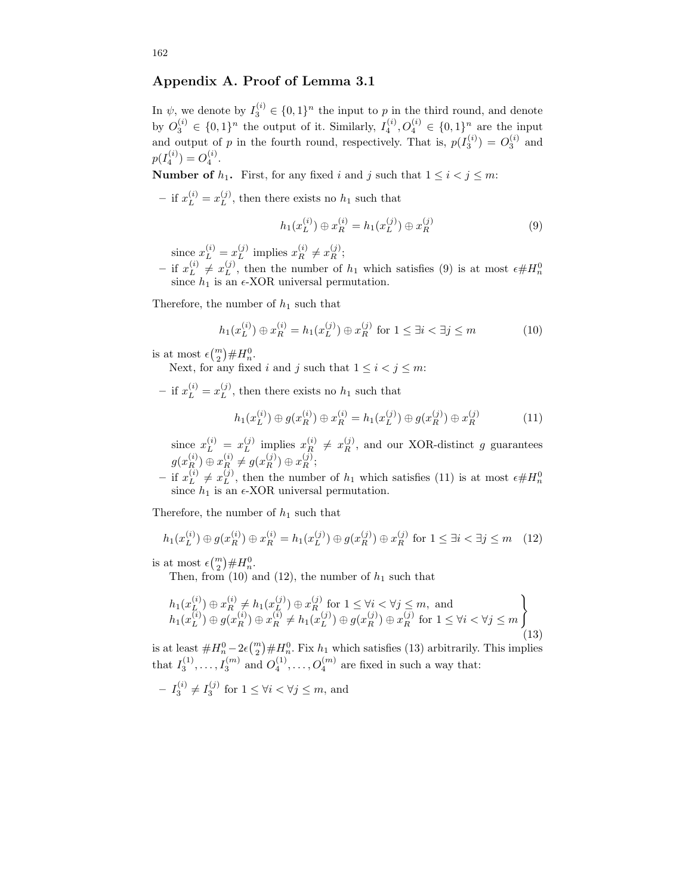## Appendix A. Proof of Lemma 3.1

In $\psi$, we denote by $I_3^{(i)} \in \{0,1\}^n$ the input to $p$ in the third round, and denote by $O_3^{(i)} \in \{0,1\}^n$ the output of it. Similarly, $I_4^{(i)}, O_4^{(i)} \in \{0,1\}^n$ are the input and output of $p$ in the fourth round, respectively. That is, $p(I_3^{(i)}) = O_3^{(i)}$ and $p(I_4^{(i)}) = O_4^{(i)}$.

**Number of $h_1$.** First, for any fixed $i$ and $j$ such that $1 \le i < j \le m$:

- if $x_L^{(i)} = x_L^{(j)}$, then there exists no $h_1$ such that
$$h_1(x_L^{(i)}) \oplus x_R^{(i)} = h_1(x_L^{(j)}) \oplus x_R^{(j)} \tag{9}$$
since $x_L^{(i)} = x_L^{(j)}$ implies $x_R^{(i)} \neq x_R^{(j)}$;
- if $x_L^{(i)} \neq x_L^{(j)}$, then the number of $h_1$ which satisfies (9) is at most $\epsilon \# H_n^0$ since $h_1$ is an $\epsilon$-XOR universal permutation.

Therefore, the number of $h_1$ such that
$$h_1(x_L^{(i)}) \oplus x_R^{(i)} = h_1(x_L^{(j)}) \oplus x_R^{(j)} \text{ for } 1 \le \exists i < \exists j \le m \tag{10}$$
is at most $\epsilon \binom{m}{2} \# H_n^0$.

Next, for any fixed $i$ and $j$ such that $1 \le i < j \le m$:

- if $x_L^{(i)} = x_L^{(j)}$, then there exists no $h_1$ such that
$$h_1(x_L^{(i)}) \oplus g(x_R^{(i)}) \oplus x_R^{(i)} = h_1(x_L^{(j)}) \oplus g(x_R^{(j)}) \oplus x_R^{(j)} \tag{11}$$
since $x_L^{(i)} = x_L^{(j)}$ implies $x_R^{(i)} \neq x_R^{(j)}$, and our XOR-distinct $g$ guarantees $g(x_R^{(i)}) \oplus x_R^{(i)} \neq g(x_R^{(j)}) \oplus x_R^{(j)}$;
- if $x_L^{(i)} \neq x_L^{(j)}$, then the number of $h_1$ which satisfies (11) is at most $\epsilon \# H_n^0$ since $h_1$ is an $\epsilon$-XOR universal permutation.

Therefore, the number of $h_1$ such that
$$h_1(x_L^{(i)}) \oplus g(x_R^{(i)}) \oplus x_R^{(i)} = h_1(x_L^{(j)}) \oplus g(x_R^{(j)}) \oplus x_R^{(j)} \text{ for } 1 \le \exists i < \exists j \le m \tag{12}$$
is at most $\epsilon \binom{m}{2} \# H_n^0$.

Then, from (10) and (12), the number of $h_1$ such that
$$\left.\begin{array}{l} h_1(x_L^{(i)}) \oplus x_R^{(i)} \neq h_1(x_L^{(j)}) \oplus x_R^{(j)} \text{ for } 1 \le \forall i < \forall j \le m, \text{ and} \\ h_1(x_L^{(i)}) \oplus g(x_R^{(i)}) \oplus x_R^{(i)} \neq h_1(x_L^{(j)}) \oplus g(x_R^{(j)}) \oplus x_R^{(j)} \text{ for } 1 \le \forall i < \forall j \le m \end{array}\right\} \tag{13}$$
is at least $\# H_n^0 - 2\epsilon \binom{m}{2} \# H_n^0$. Fix $h_1$ which satisfies (13) arbitrarily. This implies that $I_3^{(1)}, \ldots, I_3^{(m)}$ and $O_4^{(1)}, \ldots, O_4^{(m)}$ are fixed in such a way that:

- $I_3^{(i)} \neq I_3^{(j)}$ for $1 \le \forall i < \forall j \le m$, and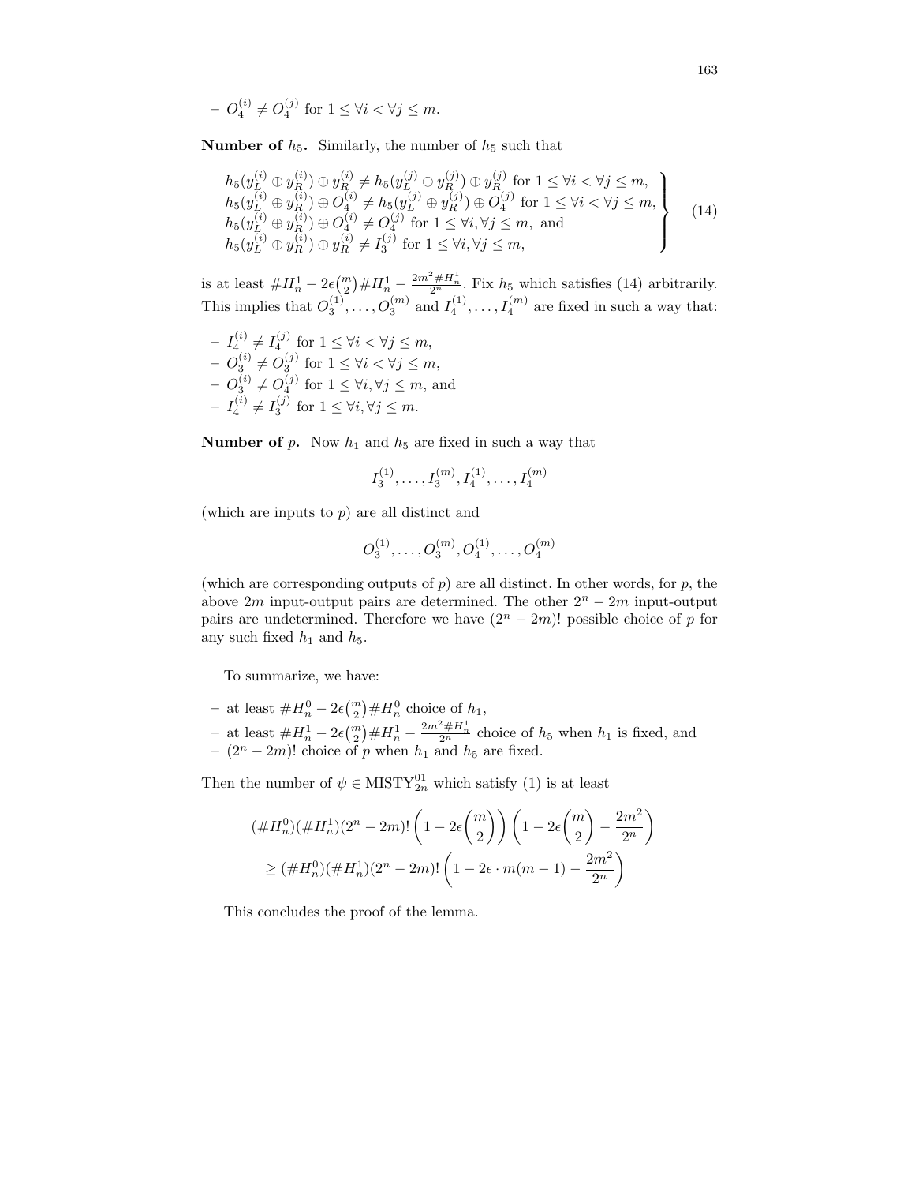- $O_4^{(i)} \neq O_4^{(j)}$ for $1 \leq \forall i < \forall j \leq m$.

**Number of** $h_5$**.** Similarly, the number of $h_5$ such that

$$\left.\begin{array}{l} h_5(y_L^{(i)} \oplus y_R^{(i)}) \oplus y_R^{(i)} \neq h_5(y_L^{(j)} \oplus y_R^{(j)}) \oplus y_R^{(j)} \text{ for } 1 \leq \forall i < \forall j \leq m, \\ h_5(y_L^{(i)} \oplus y_R^{(i)}) \oplus O_4^{(i)} \neq h_5(y_L^{(j)} \oplus y_R^{(j)}) \oplus O_4^{(j)} \text{ for } 1 \leq \forall i < \forall j \leq m, \\ h_5(y_L^{(i)} \oplus y_R^{(i)}) \oplus O_4^{(i)} \neq O_4^{(j)} \text{ for } 1 \leq \forall i, \forall j \leq m, \text{ and} \\ h_5(y_L^{(i)} \oplus y_R^{(i)}) \oplus y_R^{(i)} \neq I_3^{(j)} \text{ for } 1 \leq \forall i, \forall j \leq m, \end{array}\right\} \quad (14)$$

is at least $\#H_n^1 - 2\epsilon\binom{m}{2}\#H_n^1 - \frac{2m^2\#H_n^1}{2^n}$. Fix $h_5$ which satisfies (14) arbitrarily. This implies that $O_3^{(1)}, \ldots, O_3^{(m)}$ and $I_4^{(1)}, \ldots, I_4^{(m)}$ are fixed in such a way that:

- $I_4^{(i)} \neq I_4^{(j)}$ for $1 \leq \forall i < \forall j \leq m$,
- $O_3^{(i)} \neq O_3^{(j)}$ for $1 \leq \forall i < \forall j \leq m$,
- $O_3^{(i)} \neq O_4^{(j)}$ for $1 \leq \forall i, \forall j \leq m$, and
- $I_4^{(i)} \neq I_3^{(j)}$ for $1 \leq \forall i, \forall j \leq m$.

**Number of** $p$**.** Now $h_1$ and $h_5$ are fixed in such a way that

$$I_3^{(1)}, \ldots, I_3^{(m)}, I_4^{(1)}, \ldots, I_4^{(m)}$$

(which are inputs to $p$) are all distinct and

$$O_3^{(1)}, \ldots, O_3^{(m)}, O_4^{(1)}, \ldots, O_4^{(m)}$$

(which are corresponding outputs of $p$) are all distinct. In other words, for $p$, the above $2m$ input-output pairs are determined. The other $2^n - 2m$ input-output pairs are undetermined. Therefore we have $(2^n - 2m)!$ possible choice of $p$ for any such fixed $h_1$ and $h_5$.

To summarize, we have:

- at least $\#H_n^0 - 2\epsilon\binom{m}{2}\#H_n^0$ choice of $h_1$,
- at least $\#H_n^1 - 2\epsilon\binom{m}{2}\#H_n^1 - \frac{2m^2\#H_n^1}{2^n}$ choice of $h_5$ when $h_1$ is fixed, and
- $(2^n - 2m)!$ choice of $p$ when $h_1$ and $h_5$ are fixed.

Then the number of $\psi \in \text{MISTY}_{2n}^{01}$ which satisfy (1) is at least

$$\begin{aligned} &(\#H_n^0)(\#H_n^1)(2^n - 2m)!\left(1 - 2\epsilon\binom{m}{2}\right)\left(1 - 2\epsilon\binom{m}{2} - \frac{2m^2}{2^n}\right) \\ &\quad \geq (\#H_n^0)(\#H_n^1)(2^n - 2m)!\left(1 - 2\epsilon \cdot m(m-1) - \frac{2m^2}{2^n}\right) \end{aligned}$$

This concludes the proof of the lemma.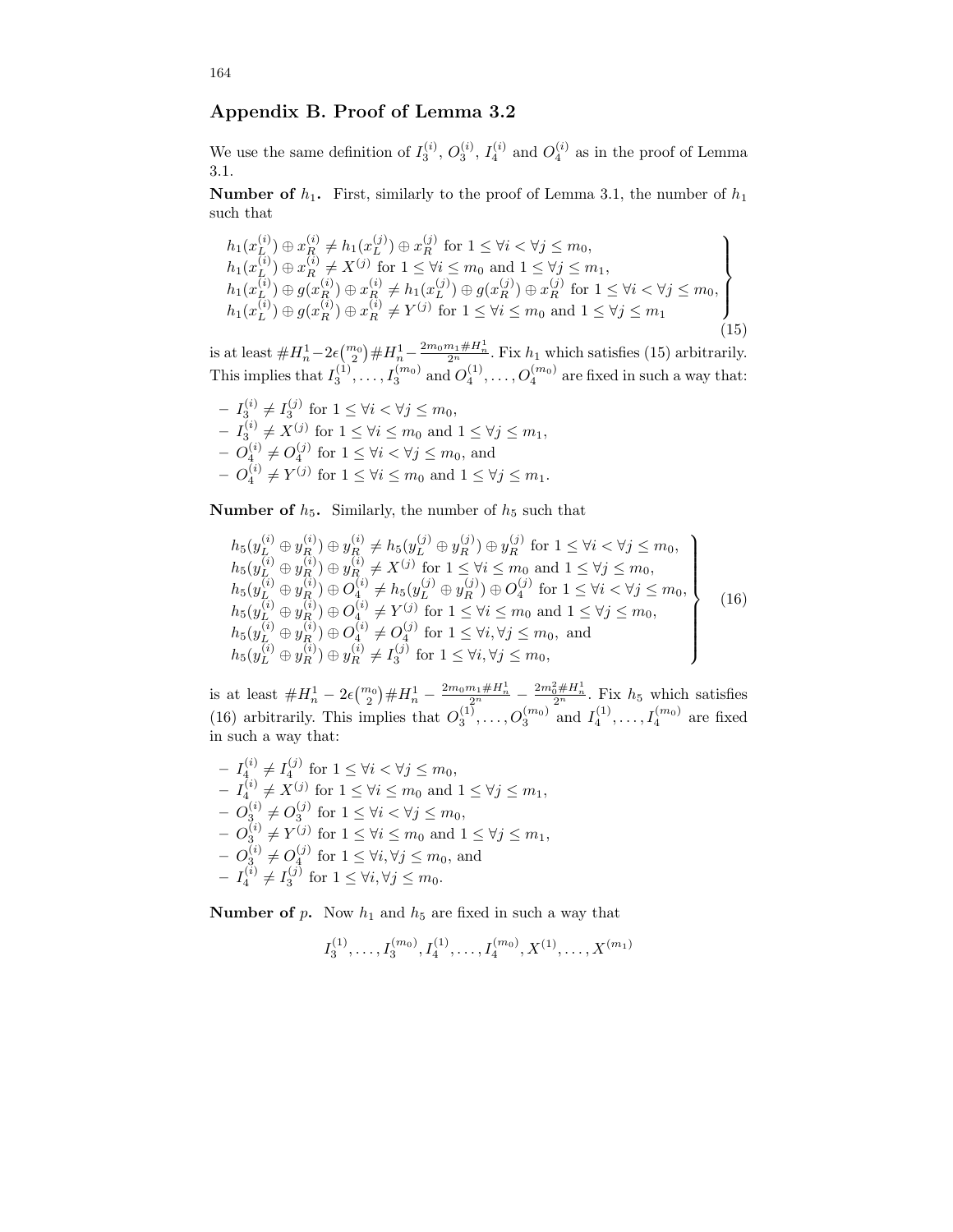## Appendix B. Proof of Lemma 3.2

We use the same definition of $I_3^{(i)}$, $O_3^{(i)}$, $I_4^{(i)}$ and $O_4^{(i)}$ as in the proof of Lemma 3.1.

**Number of $h_1$.** First, similarly to the proof of Lemma 3.1, the number of $h_1$ such that

$$
\left.
\begin{array}{l}
h_1(x_L^{(i)}) \oplus x_R^{(i)} \neq h_1(x_L^{(j)}) \oplus x_R^{(j)} \text{ for } 1 \leq \forall i < \forall j \leq m_0, \\
h_1(x_L^{(i)}) \oplus x_R^{(i)} \neq X^{(j)} \text{ for } 1 \leq \forall i \leq m_0 \text{ and } 1 \leq \forall j \leq m_1, \\
h_1(x_L^{(i)}) \oplus g(x_R^{(i)}) \oplus x_R^{(i)} \neq h_1(x_L^{(j)}) \oplus g(x_R^{(j)}) \oplus x_R^{(j)} \text{ for } 1 \leq \forall i < \forall j \leq m_0, \\
h_1(x_L^{(i)}) \oplus g(x_R^{(i)}) \oplus x_R^{(i)} \neq Y^{(j)} \text{ for } 1 \leq \forall i \leq m_0 \text{ and } 1 \leq \forall j \leq m_1
\end{array}
\right\} \quad (15)
$$

is at least $\#H_n^1 - 2\epsilon\binom{m_0}{2}\#H_n^1 - \frac{2m_0m_1\#H_n^1}{2^n}$. Fix $h_1$ which satisfies (15) arbitrarily. This implies that $I_3^{(1)}, \ldots, I_3^{(m_0)}$ and $O_4^{(1)}, \ldots, O_4^{(m_0)}$ are fixed in such a way that:

- $I_3^{(i)} \neq I_3^{(j)}$ for $1 \leq \forall i < \forall j \leq m_0$,
- $I_3^{(i)} \neq X^{(j)}$ for $1 \leq \forall i \leq m_0$ and $1 \leq \forall j \leq m_1$,
- $O_4^{(i)} \neq O_4^{(j)}$ for $1 \leq \forall i < \forall j \leq m_0$, and
- $O_4^{(i)} \neq Y^{(j)}$ for $1 \leq \forall i \leq m_0$ and $1 \leq \forall j \leq m_1$.

**Number of $h_5$.** Similarly, the number of $h_5$ such that

$$
\left.
\begin{array}{l}
h_5(y_L^{(i)} \oplus y_R^{(i)}) \oplus y_R^{(i)} \neq h_5(y_L^{(j)} \oplus y_R^{(j)}) \oplus y_R^{(j)} \text{ for } 1 \leq \forall i < \forall j \leq m_0, \\
h_5(y_L^{(i)} \oplus y_R^{(i)}) \oplus y_R^{(i)} \neq X^{(j)} \text{ for } 1 \leq \forall i \leq m_0 \text{ and } 1 \leq \forall j \leq m_0, \\
h_5(y_L^{(i)} \oplus y_R^{(i)}) \oplus O_4^{(i)} \neq h_5(y_L^{(j)} \oplus y_R^{(j)}) \oplus O_4^{(j)} \text{ for } 1 \leq \forall i < \forall j \leq m_0, \\
h_5(y_L^{(i)} \oplus y_R^{(i)}) \oplus O_4^{(i)} \neq Y^{(j)} \text{ for } 1 \leq \forall i \leq m_0 \text{ and } 1 \leq \forall j \leq m_0, \\
h_5(y_L^{(i)} \oplus y_R^{(i)}) \oplus O_4^{(i)} \neq O_4^{(j)} \text{ for } 1 \leq \forall i, \forall j \leq m_0, \text{ and} \\
h_5(y_L^{(i)} \oplus y_R^{(i)}) \oplus y_R^{(i)} \neq I_3^{(j)} \text{ for } 1 \leq \forall i, \forall j \leq m_0,
\end{array}
\right\} \quad (16)
$$

is at least $\#H_n^1 - 2\epsilon\binom{m_0}{2}\#H_n^1 - \frac{2m_0m_1\#H_n^1}{2^n} - \frac{2m_0^2\#H_n^1}{2^n}$. Fix $h_5$ which satisfies (16) arbitrarily. This implies that $O_3^{(1)}, \ldots, O_3^{(m_0)}$ and $I_4^{(1)}, \ldots, I_4^{(m_0)}$ are fixed in such a way that:

- $I_4^{(i)} \neq I_4^{(j)}$ for $1 \leq \forall i < \forall j \leq m_0$,
- $I_4^{(i)} \neq X^{(j)}$ for $1 \leq \forall i \leq m_0$ and $1 \leq \forall j \leq m_1$,
- $O_3^{(i)} \neq O_3^{(j)}$ for $1 \leq \forall i < \forall j \leq m_0$,
- $O_3^{(i)} \neq Y^{(j)}$ for $1 \leq \forall i \leq m_0$ and $1 \leq \forall j \leq m_1$,
- $O_3^{(i)} \neq O_4^{(j)}$ for $1 \leq \forall i, \forall j \leq m_0$, and
- $I_4^{(i)} \neq I_3^{(j)}$ for $1 \leq \forall i, \forall j \leq m_0$.

**Number of $p$.** Now $h_1$ and $h_5$ are fixed in such a way that

$$I_3^{(1)}, \ldots, I_3^{(m_0)}, I_4^{(1)}, \ldots, I_4^{(m_0)}, X^{(1)}, \ldots, X^{(m_1)}$$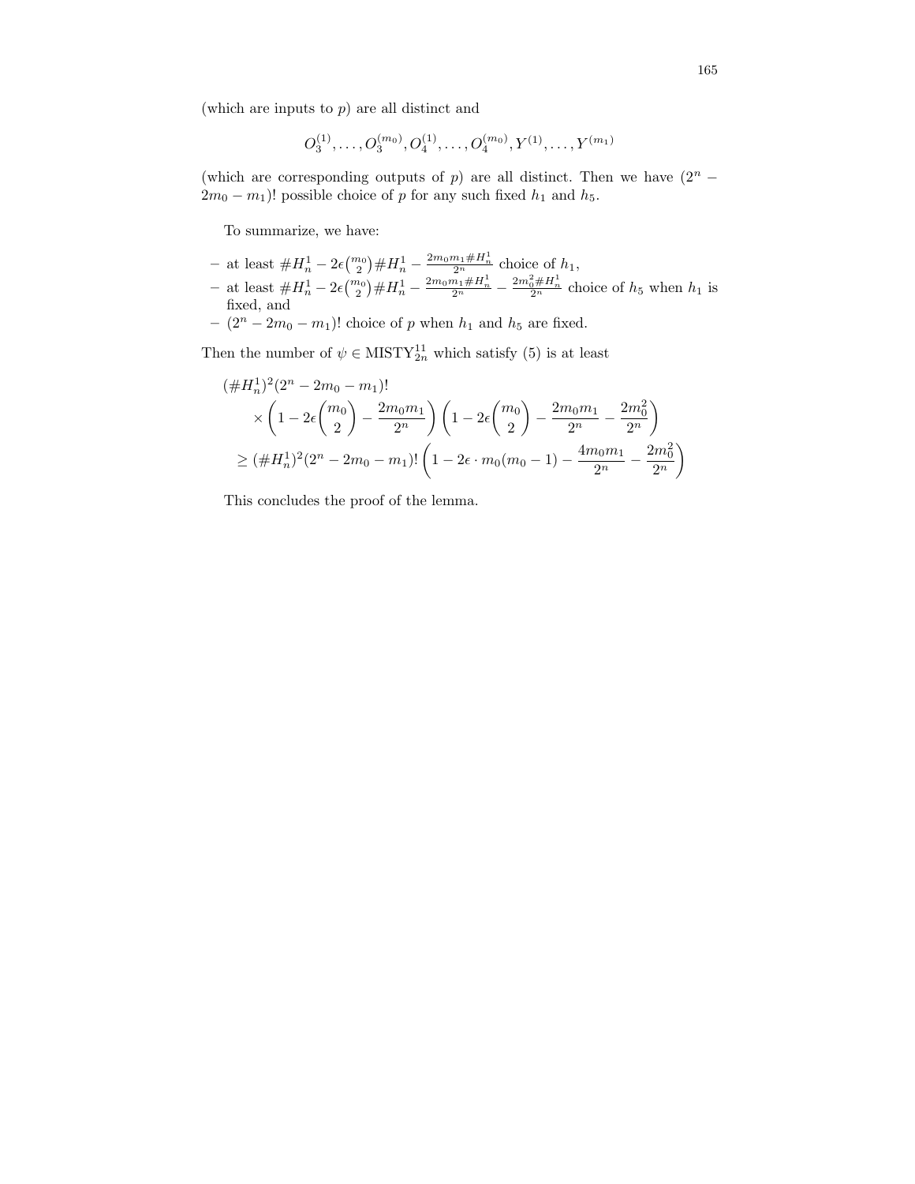(which are inputs to $p$) are all distinct and

$$O_3^{(1)}, \ldots, O_3^{(m_0)}, O_4^{(1)}, \ldots, O_4^{(m_0)}, Y^{(1)}, \ldots, Y^{(m_1)}$$

(which are corresponding outputs of $p$) are all distinct. Then we have $(2^n - 2m_0 - m_1)!$ possible choice of $p$ for any such fixed $h_1$ and $h_5$.

To summarize, we have:

- at least $\#H_n^1 - 2\epsilon\binom{m_0}{2}\#H_n^1 - \frac{2m_0 m_1 \#H_n^1}{2^n}$ choice of $h_1$,
- at least $\#H_n^1 - 2\epsilon\binom{m_0}{2}\#H_n^1 - \frac{2m_0 m_1 \#H_n^1}{2^n} - \frac{2m_0^2 \#H_n^1}{2^n}$ choice of $h_5$ when $h_1$ is fixed, and
- $(2^n - 2m_0 - m_1)!$ choice of $p$ when $h_1$ and $h_5$ are fixed.

Then the number of $\psi \in \mathrm{MISTY}_{2n}^{11}$ which satisfy (5) is at least

$$
\begin{aligned}
&(\#H_n^1)^2 (2^n - 2m_0 - m_1)! \\
&\qquad \times \left(1 - 2\epsilon\binom{m_0}{2} - \frac{2m_0 m_1}{2^n}\right)\left(1 - 2\epsilon\binom{m_0}{2} - \frac{2m_0 m_1}{2^n} - \frac{2m_0^2}{2^n}\right) \\
&\quad \geq (\#H_n^1)^2 (2^n - 2m_0 - m_1)! \left(1 - 2\epsilon \cdot m_0(m_0 - 1) - \frac{4m_0 m_1}{2^n} - \frac{2m_0^2}{2^n}\right)
\end{aligned}
$$

This concludes the proof of the lemma.